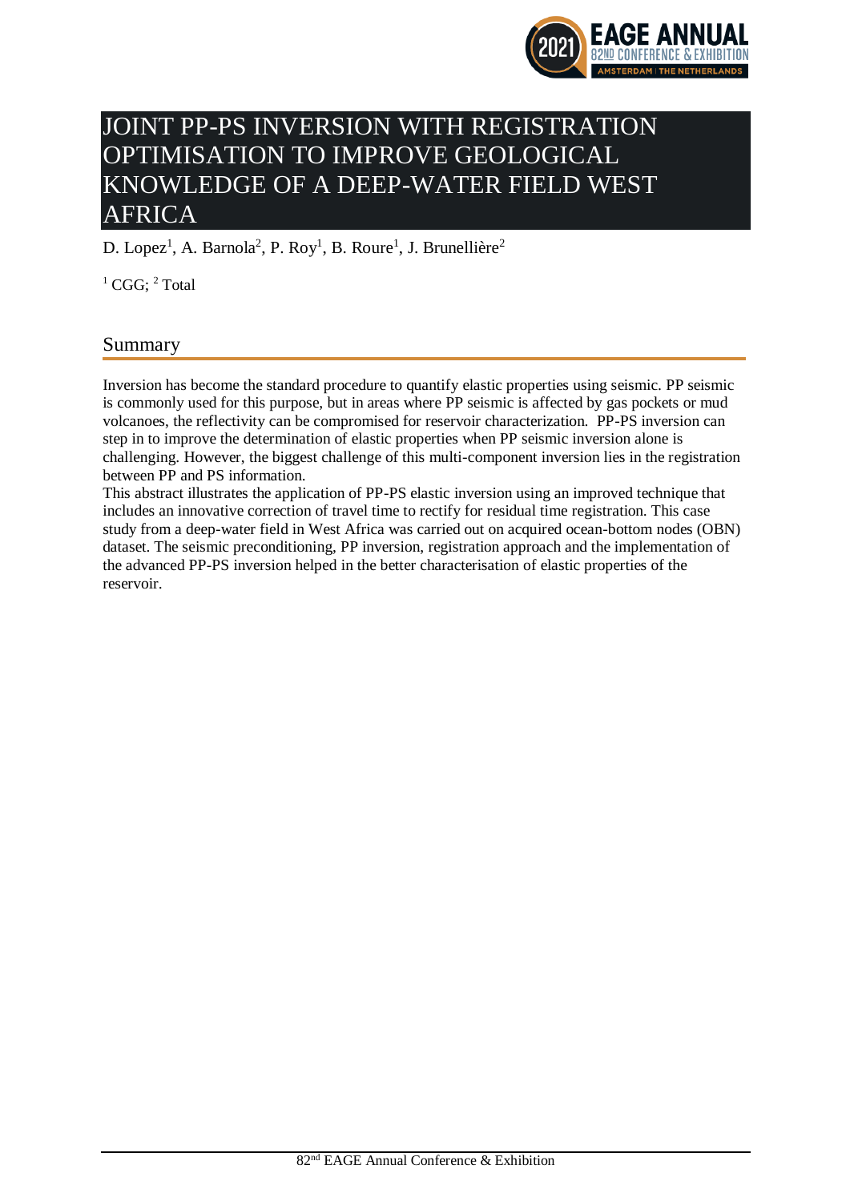# JOINT PP-PS INVERSION WITH REGISTRATION OPTIMISATION TO IMPROVE GEOLOGICAL KNOWLEDGE OF A DEEP-WATER FIELD WEST AFRICA

D. Lopez[1], A. Barnola[2], P. Roy[1], B. Roure[1], J. Brunellière[2]

[1] CGG; [2] Total

## Summary

Inversion has become the standard procedure to quantify elastic properties using seismic. PP seismic is commonly used for this purpose, but in areas where PP seismic is affected by gas pockets or mud volcanoes, the reflectivity can be compromised for reservoir characterization. PP-PS inversion can step in to improve the determination of elastic properties when PP seismic inversion alone is challenging. However, the biggest challenge of this multi-component inversion lies in the registration between PP and PS information.

This abstract illustrates the application of PP-PS elastic inversion using an improved technique that includes an innovative correction of travel time to rectify for residual time registration. This case study from a deep-water field in West Africa was carried out on acquired ocean-bottom nodes (OBN) dataset. The seismic preconditioning, PP inversion, registration approach and the implementation of the advanced PP-PS inversion helped in the better characterisation of elastic properties of the reservoir.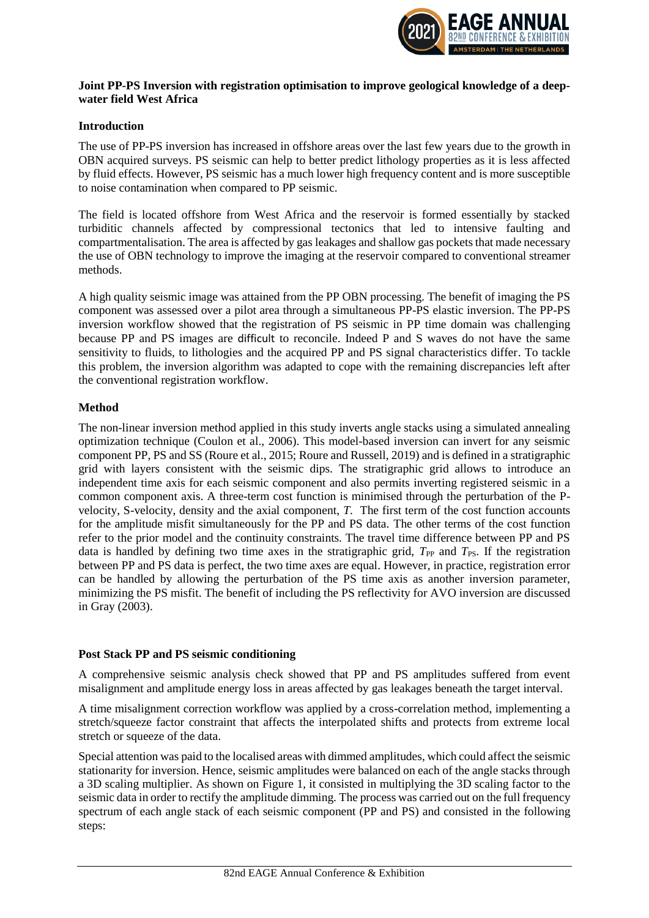**Joint PP-PS Inversion with registration optimisation to improve geological knowledge of a deep-water field West Africa**

**Introduction**

The use of PP-PS inversion has increased in offshore areas over the last few years due to the growth in OBN acquired surveys. PS seismic can help to better predict lithology properties as it is less affected by fluid effects. However, PS seismic has a much lower high frequency content and is more susceptible to noise contamination when compared to PP seismic.

The field is located offshore from West Africa and the reservoir is formed essentially by stacked turbiditic channels affected by compressional tectonics that led to intensive faulting and compartmentalisation. The area is affected by gas leakages and shallow gas pockets that made necessary the use of OBN technology to improve the imaging at the reservoir compared to conventional streamer methods.

A high quality seismic image was attained from the PP OBN processing. The benefit of imaging the PS component was assessed over a pilot area through a simultaneous PP-PS elastic inversion. The PP-PS inversion workflow showed that the registration of PS seismic in PP time domain was challenging because PP and PS images are difficult to reconcile. Indeed P and S waves do not have the same sensitivity to fluids, to lithologies and the acquired PP and PS signal characteristics differ. To tackle this problem, the inversion algorithm was adapted to cope with the remaining discrepancies left after the conventional registration workflow.

**Method**

The non-linear inversion method applied in this study inverts angle stacks using a simulated annealing optimization technique (Coulon et al., 2006). This model-based inversion can invert for any seismic component PP, PS and SS (Roure et al., 2015; Roure and Russell, 2019) and is defined in a stratigraphic grid with layers consistent with the seismic dips. The stratigraphic grid allows to introduce an independent time axis for each seismic component and also permits inverting registered seismic in a common component axis. A three-term cost function is minimised through the perturbation of the P-velocity, S-velocity, density and the axial component, *T*. The first term of the cost function accounts for the amplitude misfit simultaneously for the PP and PS data. The other terms of the cost function refer to the prior model and the continuity constraints. The travel time difference between PP and PS data is handled by defining two time axes in the stratigraphic grid, $T_{PP}$ and $T_{PS}$. If the registration between PP and PS data is perfect, the two time axes are equal. However, in practice, registration error can be handled by allowing the perturbation of the PS time axis as another inversion parameter, minimizing the PS misfit. The benefit of including the PS reflectivity for AVO inversion are discussed in Gray (2003).

**Post Stack PP and PS seismic conditioning**

A comprehensive seismic analysis check showed that PP and PS amplitudes suffered from event misalignment and amplitude energy loss in areas affected by gas leakages beneath the target interval.

A time misalignment correction workflow was applied by a cross-correlation method, implementing a stretch/squeeze factor constraint that affects the interpolated shifts and protects from extreme local stretch or squeeze of the data.

Special attention was paid to the localised areas with dimmed amplitudes, which could affect the seismic stationarity for inversion. Hence, seismic amplitudes were balanced on each of the angle stacks through a 3D scaling multiplier. As shown on Figure 1, it consisted in multiplying the 3D scaling factor to the seismic data in order to rectify the amplitude dimming. The process was carried out on the full frequency spectrum of each angle stack of each seismic component (PP and PS) and consisted in the following steps: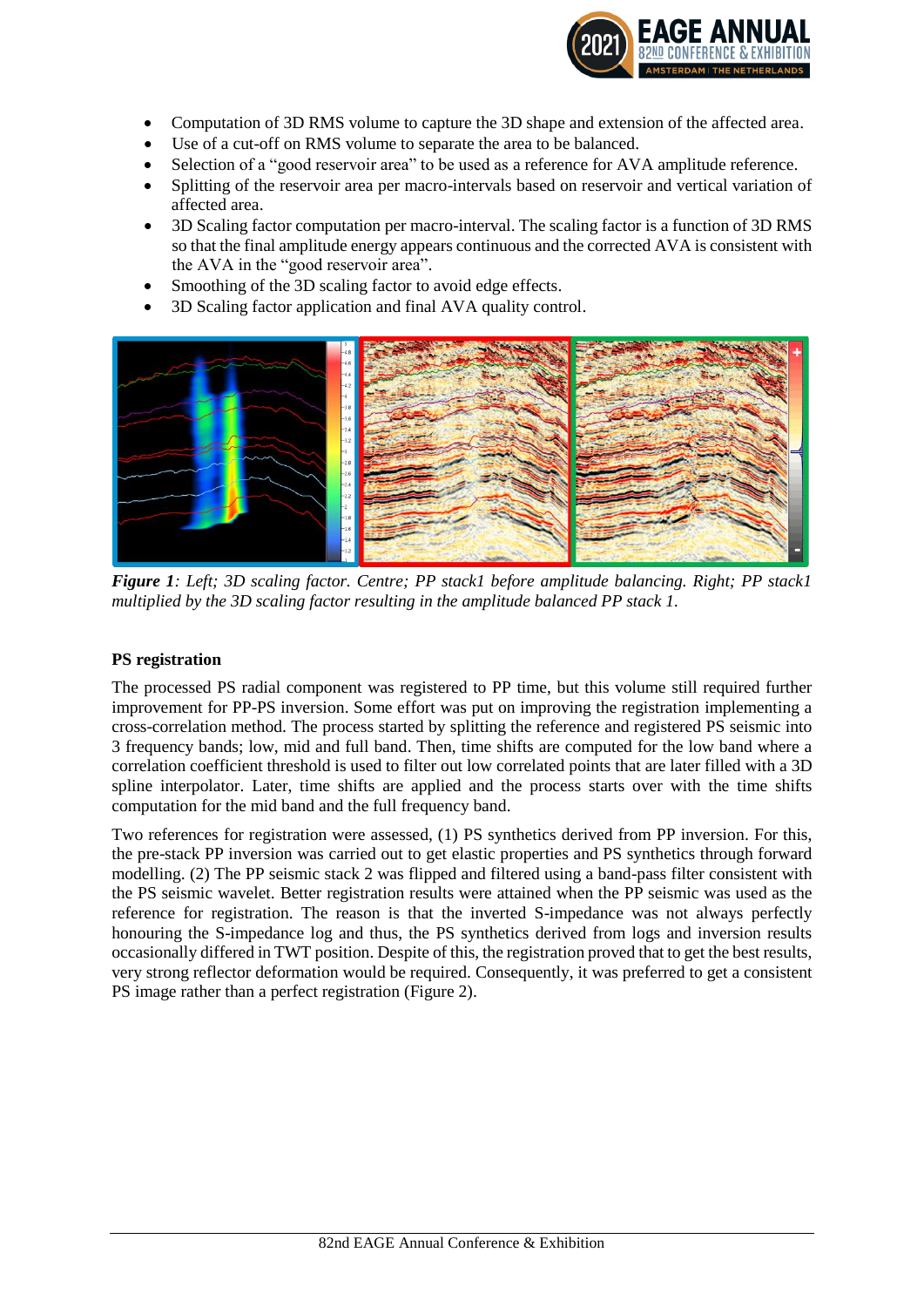- Computation of 3D RMS volume to capture the 3D shape and extension of the affected area.
- Use of a cut-off on RMS volume to separate the area to be balanced.
- Selection of a "good reservoir area" to be used as a reference for AVA amplitude reference.
- Splitting of the reservoir area per macro-intervals based on reservoir and vertical variation of affected area.
- 3D Scaling factor computation per macro-interval. The scaling factor is a function of 3D RMS so that the final amplitude energy appears continuous and the corrected AVA is consistent with the AVA in the "good reservoir area".
- Smoothing of the 3D scaling factor to avoid edge effects.
- 3D Scaling factor application and final AVA quality control.

***Figure 1****: Left; 3D scaling factor. Centre; PP stack1 before amplitude balancing. Right; PP stack1 multiplied by the 3D scaling factor resulting in the amplitude balanced PP stack 1.*

**PS registration**

The processed PS radial component was registered to PP time, but this volume still required further improvement for PP-PS inversion. Some effort was put on improving the registration implementing a cross-correlation method. The process started by splitting the reference and registered PS seismic into 3 frequency bands; low, mid and full band. Then, time shifts are computed for the low band where a correlation coefficient threshold is used to filter out low correlated points that are later filled with a 3D spline interpolator. Later, time shifts are applied and the process starts over with the time shifts computation for the mid band and the full frequency band.

Two references for registration were assessed, (1) PS synthetics derived from PP inversion. For this, the pre-stack PP inversion was carried out to get elastic properties and PS synthetics through forward modelling. (2) The PP seismic stack 2 was flipped and filtered using a band-pass filter consistent with the PS seismic wavelet. Better registration results were attained when the PP seismic was used as the reference for registration. The reason is that the inverted S-impedance was not always perfectly honouring the S-impedance log and thus, the PS synthetics derived from logs and inversion results occasionally differed in TWT position. Despite of this, the registration proved that to get the best results, very strong reflector deformation would be required. Consequently, it was preferred to get a consistent PS image rather than a perfect registration (Figure 2).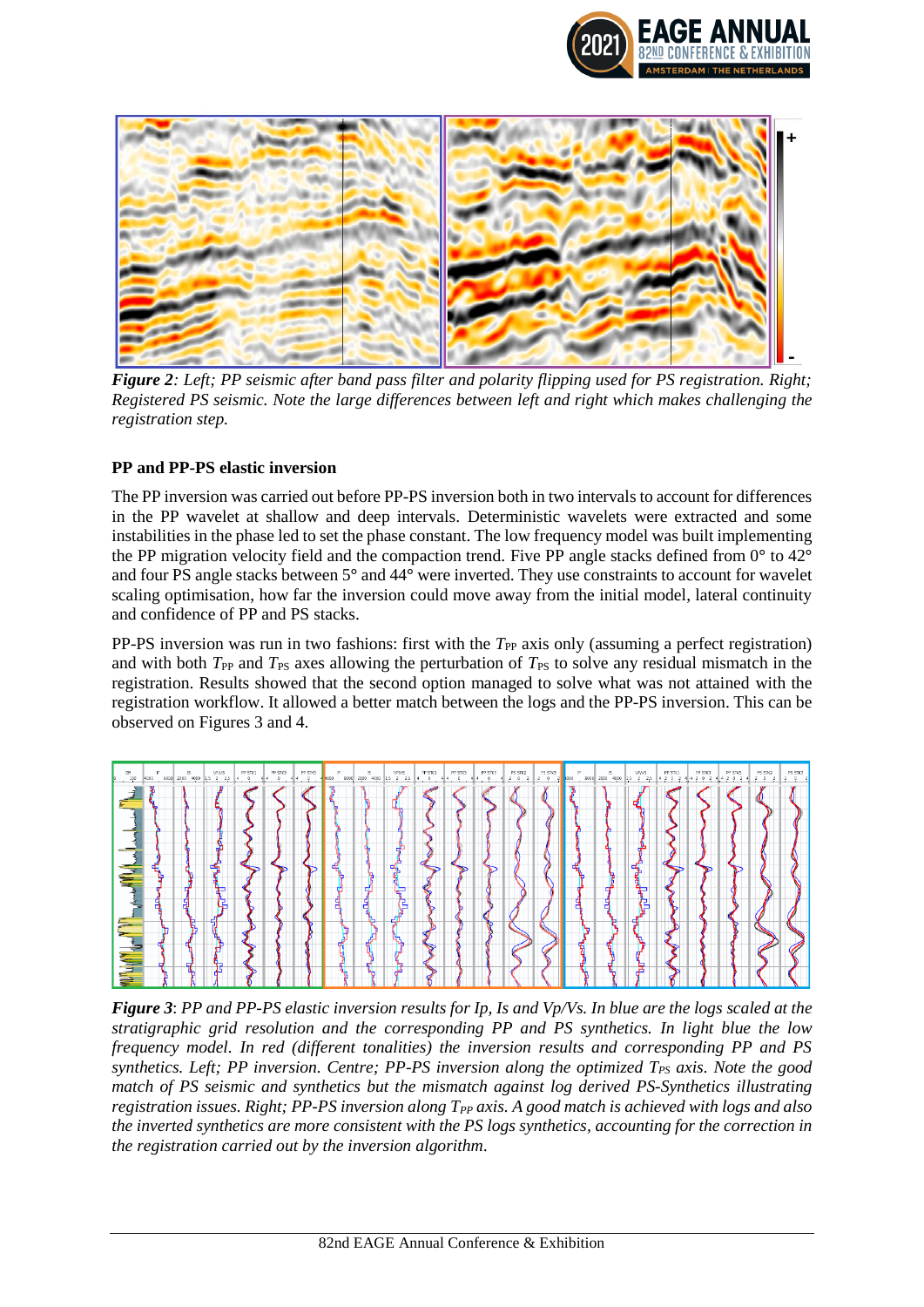*Figure 2: Left; PP seismic after band pass filter and polarity flipping used for PS registration. Right; Registered PS seismic. Note the large differences between left and right which makes challenging the registration step.*

**PP and PP-PS elastic inversion**

The PP inversion was carried out before PP-PS inversion both in two intervals to account for differences in the PP wavelet at shallow and deep intervals. Deterministic wavelets were extracted and some instabilities in the phase led to set the phase constant. The low frequency model was built implementing the PP migration velocity field and the compaction trend. Five PP angle stacks defined from 0° to 42° and four PS angle stacks between 5° and 44° were inverted. They use constraints to account for wavelet scaling optimisation, how far the inversion could move away from the initial model, lateral continuity and confidence of PP and PS stacks.

PP-PS inversion was run in two fashions: first with the $T_{PP}$ axis only (assuming a perfect registration) and with both $T_{PP}$ and $T_{PS}$ axes allowing the perturbation of $T_{PS}$ to solve any residual mismatch in the registration. Results showed that the second option managed to solve what was not attained with the registration workflow. It allowed a better match between the logs and the PP-PS inversion. This can be observed on Figures 3 and 4.

***Figure 3**: PP and PP-PS elastic inversion results for Ip, Is and Vp/Vs. In blue are the logs scaled at the stratigraphic grid resolution and the corresponding PP and PS synthetics. In light blue the low frequency model. In red (different tonalities) the inversion results and corresponding PP and PS synthetics. Left; PP inversion. Centre; PP-PS inversion along the optimized $T_{PS}$ axis. Note the good match of PS seismic and synthetics but the mismatch against log derived PS-Synthetics illustrating registration issues. Right; PP-PS inversion along $T_{PP}$ axis. A good match is achieved with logs and also the inverted synthetics are more consistent with the PS logs synthetics, accounting for the correction in the registration carried out by the inversion algorithm.*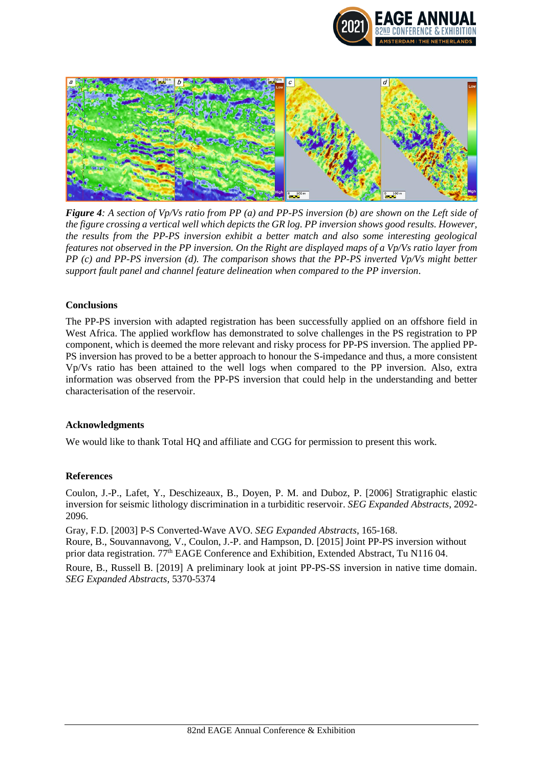a
b
0 250 m
Low
High
c
d
0 500 m
Low
High

***Figure 4**: A section of Vp/Vs ratio from PP (a) and PP-PS inversion (b) are shown on the Left side of the figure crossing a vertical well which depicts the GR log. PP inversion shows good results. However, the results from the PP-PS inversion exhibit a better match and also some interesting geological features not observed in the PP inversion. On the Right are displayed maps of a Vp/Vs ratio layer from PP (c) and PP-PS inversion (d). The comparison shows that the PP-PS inverted Vp/Vs might better support fault panel and channel feature delineation when compared to the PP inversion.*

## Conclusions

The PP-PS inversion with adapted registration has been successfully applied on an offshore field in West Africa. The applied workflow has demonstrated to solve challenges in the PS registration to PP component, which is deemed the more relevant and risky process for PP-PS inversion. The applied PP-PS inversion has proved to be a better approach to honour the S-impedance and thus, a more consistent Vp/Vs ratio has been attained to the well logs when compared to the PP inversion. Also, extra information was observed from the PP-PS inversion that could help in the understanding and better characterisation of the reservoir.

## Acknowledgments

We would like to thank Total HQ and affiliate and CGG for permission to present this work.

## References

Coulon, J.-P., Lafet, Y., Deschizeaux, B., Doyen, P. M. and Duboz, P. [2006] Stratigraphic elastic inversion for seismic lithology discrimination in a turbiditic reservoir. *SEG Expanded Abstracts*, 2092-2096.

Gray, F.D. [2003] P-S Converted-Wave AVO. *SEG Expanded Abstracts*, 165-168.

Roure, B., Souvannavong, V., Coulon, J.-P. and Hampson, D. [2015] Joint PP-PS inversion without prior data registration. 77th EAGE Conference and Exhibition, Extended Abstract, Tu N116 04.

Roure, B., Russell B. [2019] A preliminary look at joint PP-PS-SS inversion in native time domain. *SEG Expanded Abstracts*, 5370-5374